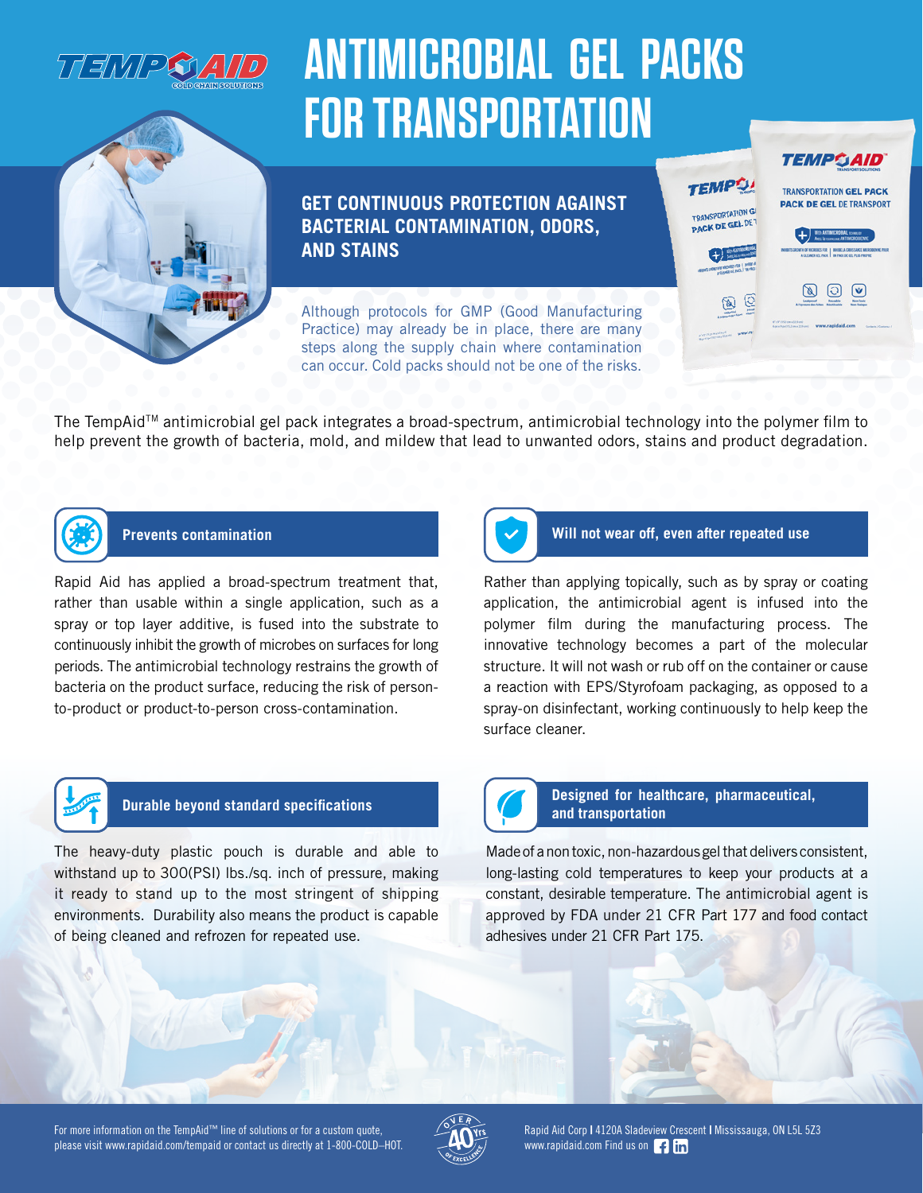# ANTIMICROBIAL GEL PACKS FOR TRANSPORTATION

## GET CONTINUOUS PROTECTION AGAINST BACTERIAL CONTAMINATION, ODORS, AND STAINS

Although protocols for GMP (Good Manufacturing Practice) may already be in place, there are many steps along the supply chain where contamination can occur. Cold packs should not be one of the risks.

The TempAid™ antimicrobial gel pack integrates a broad-spectrum, antimicrobial technology into the polymer film to help prevent the growth of bacteria, mold, and mildew that lead to unwanted odors, stains and product degradation.

### Prevents contamination

Rapid Aid has applied a broad-spectrum treatment that, rather than usable within a single application, such as a spray or top layer additive, is fused into the substrate to continuously inhibit the growth of microbes on surfaces for long periods. The antimicrobial technology restrains the growth of bacteria on the product surface, reducing the risk of person-to-product or product-to-person cross-contamination.

### Will not wear off, even after repeated use

Rather than applying topically, such as by spray or coating application, the antimicrobial agent is infused into the polymer film during the manufacturing process. The innovative technology becomes a part of the molecular structure. It will not wash or rub off on the container or cause a reaction with EPS/Styrofoam packaging, as opposed to a spray-on disinfectant, working continuously to help keep the surface cleaner.

### Durable beyond standard specifications

The heavy-duty plastic pouch is durable and able to withstand up to 300(PSI) lbs./sq. inch of pressure, making it ready to stand up to the most stringent of shipping environments. Durability also means the product is capable of being cleaned and refrozen for repeated use.

### Designed for healthcare, pharmaceutical, and transportation

Made of a non toxic, non-hazardous gel that delivers consistent, long-lasting cold temperatures to keep your products at a constant, desirable temperature. The antimicrobial agent is approved by FDA under 21 CFR Part 177 and food contact adhesives under 21 CFR Part 175.

For more information on the TempAid™ line of solutions or for a custom quote, please visit www.rapidaid.com/tempaid or contact us directly at 1-800-COLD–HOT.

Rapid Aid Corp | 4120A Sladeview Crescent | Mississauga, ON L5L 5Z3
www.rapidaid.com Find us on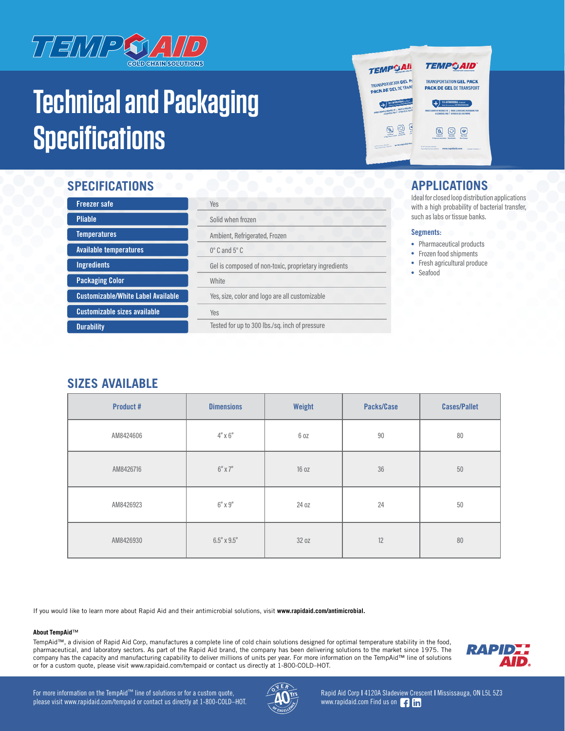# Technical and Packaging Specifications

## SPECIFICATIONS

| | |
|---|---|
| Freezer safe | Yes |
| Pliable | Solid when frozen |
| Temperatures | Ambient, Refrigerated, Frozen |
| Available temperatures | 0° C and 5° C |
| Ingredients | Gel is composed of non-toxic, proprietary ingredients |
| Packaging Color | White |
| Customizable/White Label Available | Yes, size, color and logo are all customizable |
| Customizable sizes available | Yes |
| Durability | Tested for up to 300 lbs./sq. inch of pressure |

## APPLICATIONS

Ideal for closed loop distribution applications with a high probability of bacterial transfer, such as labs or tissue banks.

### Segments:

- Pharmaceutical products
- Frozen food shipments
- Fresh agricultural produce
- Seafood

## SIZES AVAILABLE

| Product # | Dimensions | Weight | Packs/Case | Cases/Pallet |
|---|---|---|---|---|
| AM8424606 | 4" x 6" | 6 oz | 90 | 80 |
| AM8426716 | 6" x 7" | 16 oz | 36 | 50 |
| AM8426923 | 6" x 9" | 24 oz | 24 | 50 |
| AM8426930 | 6.5" x 9.5" | 32 oz | 12 | 80 |

If you would like to learn more about Rapid Aid and their antimicrobial solutions, visit **www.rapidaid.com/antimicrobial.**

**About TempAid™**

TempAid™, a division of Rapid Aid Corp, manufactures a complete line of cold chain solutions designed for optimal temperature stability in the food, pharmaceutical, and laboratory sectors. As part of the Rapid Aid brand, the company has been delivering solutions to the market since 1975. The company has the capacity and manufacturing capability to deliver millions of units per year. For more information on the TempAid™ line of solutions or for a custom quote, please visit www.rapidaid.com/tempaid or contact us directly at 1-800-COLD–HOT.

For more information on the TempAid™ line of solutions or for a custom quote, please visit www.rapidaid.com/tempaid or contact us directly at 1-800-COLD–HOT.

Rapid Aid Corp | 4120A Sladeview Crescent | Mississauga, ON L5L 5Z3
www.rapidaid.com Find us on